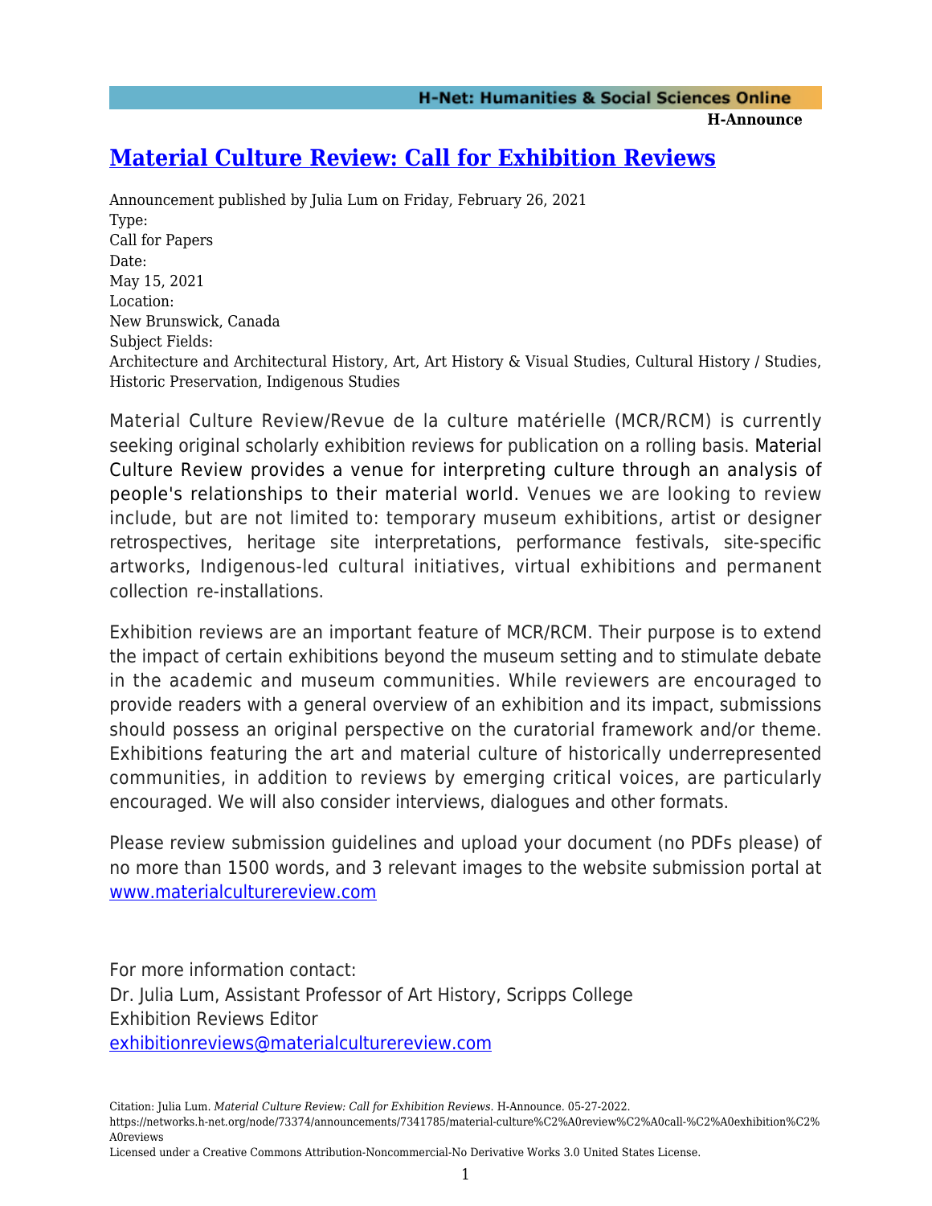# Material Culture Review: Call for Exhibition Reviews

Announcement published by Julia Lum on Friday, February 26, 2021

Type:
Call for Papers

Date:
May 15, 2021

Location:
New Brunswick, Canada

Subject Fields:
Architecture and Architectural History, Art, Art History & Visual Studies, Cultural History / Studies, Historic Preservation, Indigenous Studies

Material Culture Review/Revue de la culture matérielle (MCR/RCM) is currently seeking original scholarly exhibition reviews for publication on a rolling basis. Material Culture Review provides a venue for interpreting culture through an analysis of people's relationships to their material world. Venues we are looking to review include, but are not limited to: temporary museum exhibitions, artist or designer retrospectives, heritage site interpretations, performance festivals, site-specific artworks, Indigenous-led cultural initiatives, virtual exhibitions and permanent collection re-installations.

Exhibition reviews are an important feature of MCR/RCM. Their purpose is to extend the impact of certain exhibitions beyond the museum setting and to stimulate debate in the academic and museum communities. While reviewers are encouraged to provide readers with a general overview of an exhibition and its impact, submissions should possess an original perspective on the curatorial framework and/or theme. Exhibitions featuring the art and material culture of historically underrepresented communities, in addition to reviews by emerging critical voices, are particularly encouraged. We will also consider interviews, dialogues and other formats.

Please review submission guidelines and upload your document (no PDFs please) of no more than 1500 words, and 3 relevant images to the website submission portal at [www.materialculturereview.com](http://www.materialculturereview.com)

For more information contact:
Dr. Julia Lum, Assistant Professor of Art History, Scripps College
Exhibition Reviews Editor
[exhibitionreviews@materialculturereview.com](mailto:exhibitionreviews@materialculturereview.com)

Citation: Julia Lum. *Material Culture Review: Call for Exhibition Reviews*. H-Announce. 05-27-2022.
https://networks.h-net.org/node/73374/announcements/7341785/material-culture%C2%A0review%C2%A0call-%C2%A0exhibition%C2%A0reviews
Licensed under a Creative Commons Attribution-Noncommercial-No Derivative Works 3.0 United States License.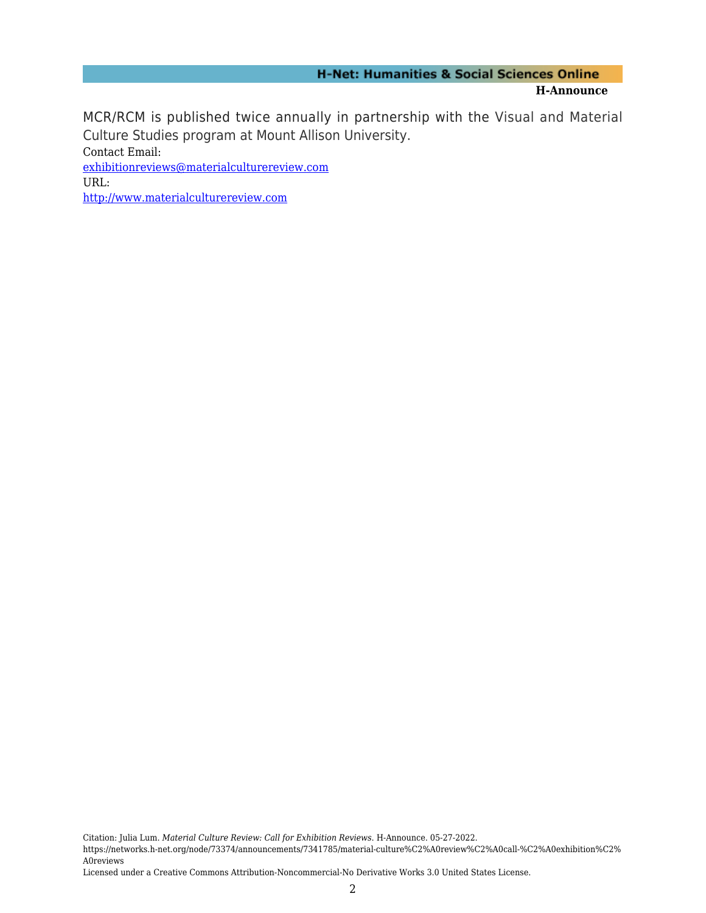MCR/RCM is published twice annually in partnership with the Visual and Material Culture Studies program at Mount Allison University.

Contact Email:
exhibitionreviews@materialculturereview.com

URL:
http://www.materialculturereview.com